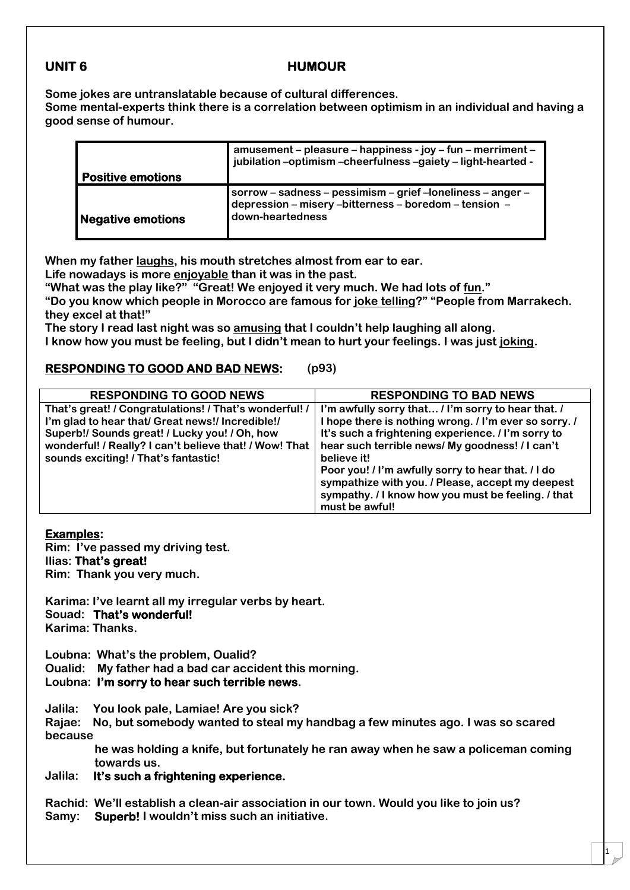## UNIT 6 HUMOUR

**Some jokes are untranslatable because of cultural differences.**
**Some mental-experts think there is a correlation between optimism in an individual and having a good sense of humour.**

| | |
|---|---|
| **Positive emotions** | **amusement – pleasure – happiness - joy – fun – merriment – jubilation –optimism –cheerfulness –gaiety – light-hearted -** |
| **Negative emotions** | **sorrow – sadness – pessimism – grief –loneliness – anger – depression – misery –bitterness – boredom – tension – down-heartedness** |

**When my father <u>laughs</u>, his mouth stretches almost from ear to ear.**
**Life nowadays is more <u>enjoyable</u> than it was in the past.**
**"What was the play like?" "Great! We enjoyed it very much. We had lots of <u>fun</u>."**
**"Do you know which people in Morocco are famous for <u>joke telling</u>?" "People from Marrakech. they excel at that!"**
**The story I read last night was so <u>amusing</u> that I couldn't help laughing all along.**
**I know how you must be feeling, but I didn't mean to hurt your feelings. I was just <u>joking</u>.**

### <u>RESPONDING TO GOOD AND BAD NEWS:</u> (p93)

| RESPONDING TO GOOD NEWS | RESPONDING TO BAD NEWS |
|---|---|
| That's great! / Congratulations! / That's wonderful! / I'm glad to hear that/ Great news!/ Incredible!/ Superb!/ Sounds great! / Lucky you! / Oh, how wonderful! / Really? I can't believe that! / Wow! That sounds exciting! / That's fantastic! | I'm awfully sorry that… / I'm sorry to hear that. / I hope there is nothing wrong. / I'm ever so sorry. / It's such a frightening experience. / I'm sorry to hear such terrible news/ My goodness! / I can't believe it! Poor you! / I'm awfully sorry to hear that. / I do sympathize with you. / Please, accept my deepest sympathy. / I know how you must be feeling. / that must be awful! |

**<u>Examples:</u>**

**Rim: I've passed my driving test.**
**Ilias: That's great!**
**Rim: Thank you very much.**

**Karima: I've learnt all my irregular verbs by heart.**
**Souad: That's wonderful!**
**Karima: Thanks.**

**Loubna: What's the problem, Oualid?**
**Oualid: My father had a bad car accident this morning.**
**Loubna: I'm sorry to hear such terrible news.**

**Jalila: You look pale, Lamiae! Are you sick?**
**Rajae: No, but somebody wanted to steal my handbag a few minutes ago. I was so scared because he was holding a knife, but fortunately he ran away when he saw a policeman coming towards us.**
**Jalila: It's such a frightening experience.**

**Rachid: We'll establish a clean-air association in our town. Would you like to join us?**
**Samy: Superb! I wouldn't miss such an initiative.**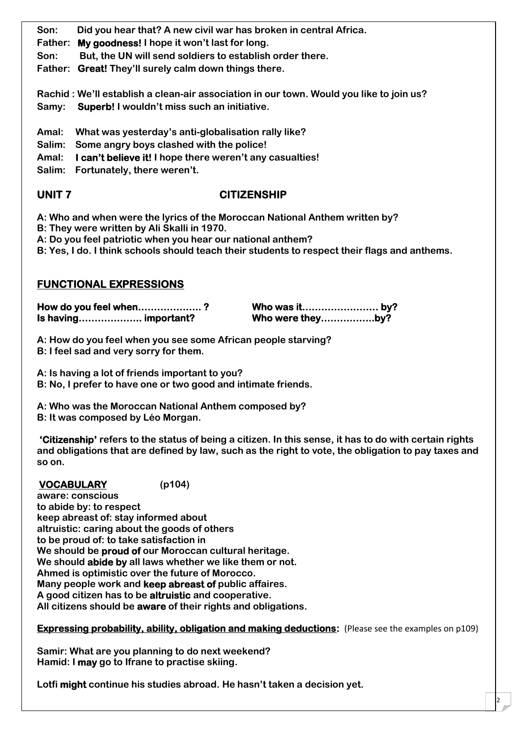**Son:** Did you hear that? A new civil war has broken in central Africa.
**Father:** **My goodness!** I hope it won't last for long.
**Son:** But, the UN will send soldiers to establish order there.
**Father:** **Great!** They'll surely calm down things there.

**Rachid :** We'll establish a clean-air association in our town. Would you like to join us?
**Samy:** **Superb!** I wouldn't miss such an initiative.

**Amal:** What was yesterday's anti-globalisation rally like?
**Salim:** Some angry boys clashed with the police!
**Amal:** **I can't believe it!** I hope there weren't any casualties!
**Salim:** Fortunately, there weren't.

## UNIT 7 CITIZENSHIP

**A:** Who and when were the lyrics of the Moroccan National Anthem written by?
**B:** They were written by Ali Skalli in 1970.
**A:** Do you feel patriotic when you hear our national anthem?
**B:** Yes, I do. I think schools should teach their students to respect their flags and anthems.

### FUNCTIONAL EXPRESSIONS

**How do you feel when………………. ?**
**Is having………………. important?**
**Who was it…………………… by?**
**Who were they…………….by?**

**A:** How do you feel when you see some African people starving?
**B:** I feel sad and very sorry for them.

**A:** Is having a lot of friends important to you?
**B:** No, I prefer to have one or two good and intimate friends.

**A:** Who was the Moroccan National Anthem composed by?
**B:** It was composed by Léo Morgan.

**'Citizenship'** refers to the status of being a citizen. In this sense, it has to do with certain rights and obligations that are defined by law, such as the right to vote, the obligation to pay taxes and so on.

### VOCABULARY (p104)

aware: conscious
to abide by: to respect
keep abreast of: stay informed about
altruistic: caring about the goods of others
to be proud of: to take satisfaction in
We should be **proud of** our Moroccan cultural heritage.
We should **abide by** all laws whether we like them or not.
Ahmed is optimistic over the future of Morocco.
Many people work and **keep abreast of** public affaires.
A good citizen has to be **altruistic** and cooperative.
All citizens should be **aware** of their rights and obligations.

**Expressing probability, ability, obligation and making deductions:** (Please see the examples on p109)

**Samir:** What are you planning to do next weekend?
**Hamid:** I **may** go to Ifrane to practise skiing.

Lotfi **might** continue his studies abroad. He hasn't taken a decision yet.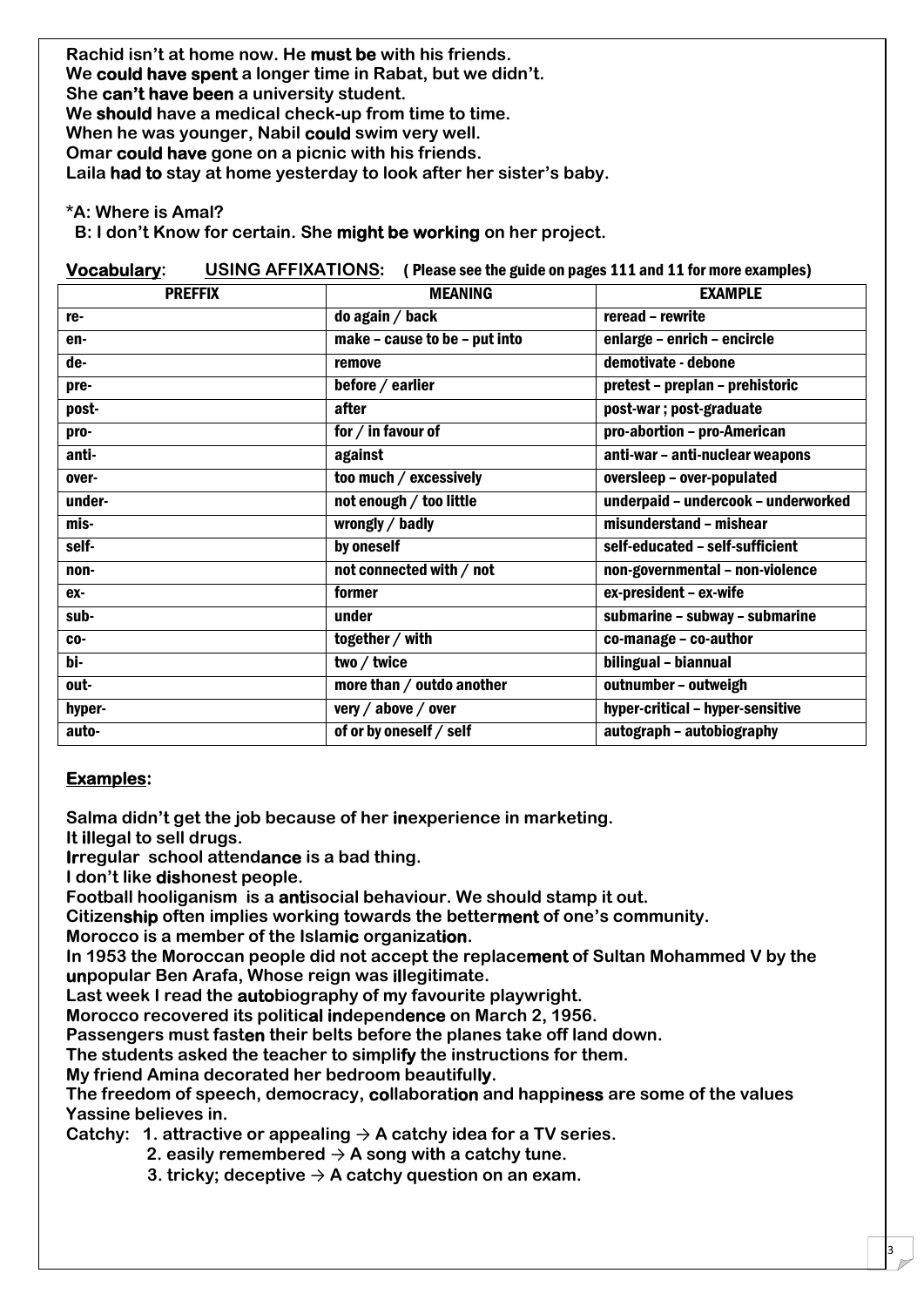Rachid isn't at home now. He **must be** with his friends.
We **could have spent** a longer time in Rabat, but we didn't.
She **can't have been** a university student.
We **should** have a medical check-up from time to time.
When he was younger, Nabil **could** swim very well.
Omar **could have** gone on a picnic with his friends.
Laila **had to** stay at home yesterday to look after her sister's baby.

*A: Where is Amal?
B: I don't Know for certain. She **might be working** on her project.

**Vocabulary**: **USING AFFIXATIONS**: ( Please see the guide on pages 111 and 11 for more examples)

| PREFFIX | MEANING | EXAMPLE |
|---|---|---|
| re- | do again / back | reread – rewrite |
| en- | make – cause to be – put into | enlarge – enrich – encircle |
| de- | remove | demotivate - debone |
| pre- | before / earlier | pretest – preplan – prehistoric |
| post- | after | post-war ; post-graduate |
| pro- | for / in favour of | pro-abortion – pro-American |
| anti- | against | anti-war – anti-nuclear weapons |
| over- | too much / excessively | oversleep – over-populated |
| under- | not enough / too little | underpaid – undercook – underworked |
| mis- | wrongly / badly | misunderstand – mishear |
| self- | by oneself | self-educated – self-sufficient |
| non- | not connected with / not | non-governmental – non-violence |
| ex- | former | ex-president – ex-wife |
| sub- | under | submarine – subway – submarine |
| co- | together / with | co-manage – co-author |
| bi- | two / twice | bilingual – biannual |
| out- | more than / outdo another | outnumber – outweigh |
| hyper- | very / above / over | hyper-critical – hyper-sensitive |
| auto- | of or by oneself / self | autograph – autobiography |

**Examples**:

Salma didn't get the job because of her **in**experience in marketing.
It **il**legal to sell drugs.
**Ir**regular school attend**ance** is a bad thing.
I don't like **dis**honest people.
Football hooliganism is a **anti**social behaviour. We should stamp it out.
Citizen**ship** often implies working towards the better**ment** of one's community.
Morocco is a member of the Islam**ic** organizat**ion**.
In 1953 the Moroccan people did not accept the replace**ment** of Sultan Mohammed V by the **un**popular Ben Arafa, Whose reign was **il**legitimate.
Last week I read the **auto**biography of my favourite playwright.
Morocco recovered its politic**al** **in**depend**ence** on March 2, 1956.
Passengers must fast**en** their belts before the planes take off land down.
The students asked the teacher to simpl**ify** the instructions for them.
My friend Amina decorated her bedroom beautiful**ly**.
The freedom of speech, democracy, **co**llaborat**ion** and happi**ness** are some of the values Yassine believes in.
Catchy: 1. attractive or appealing → A catchy idea for a TV series.
2. easily remembered → A song with a catchy tune.
3. tricky; deceptive → A catchy question on an exam.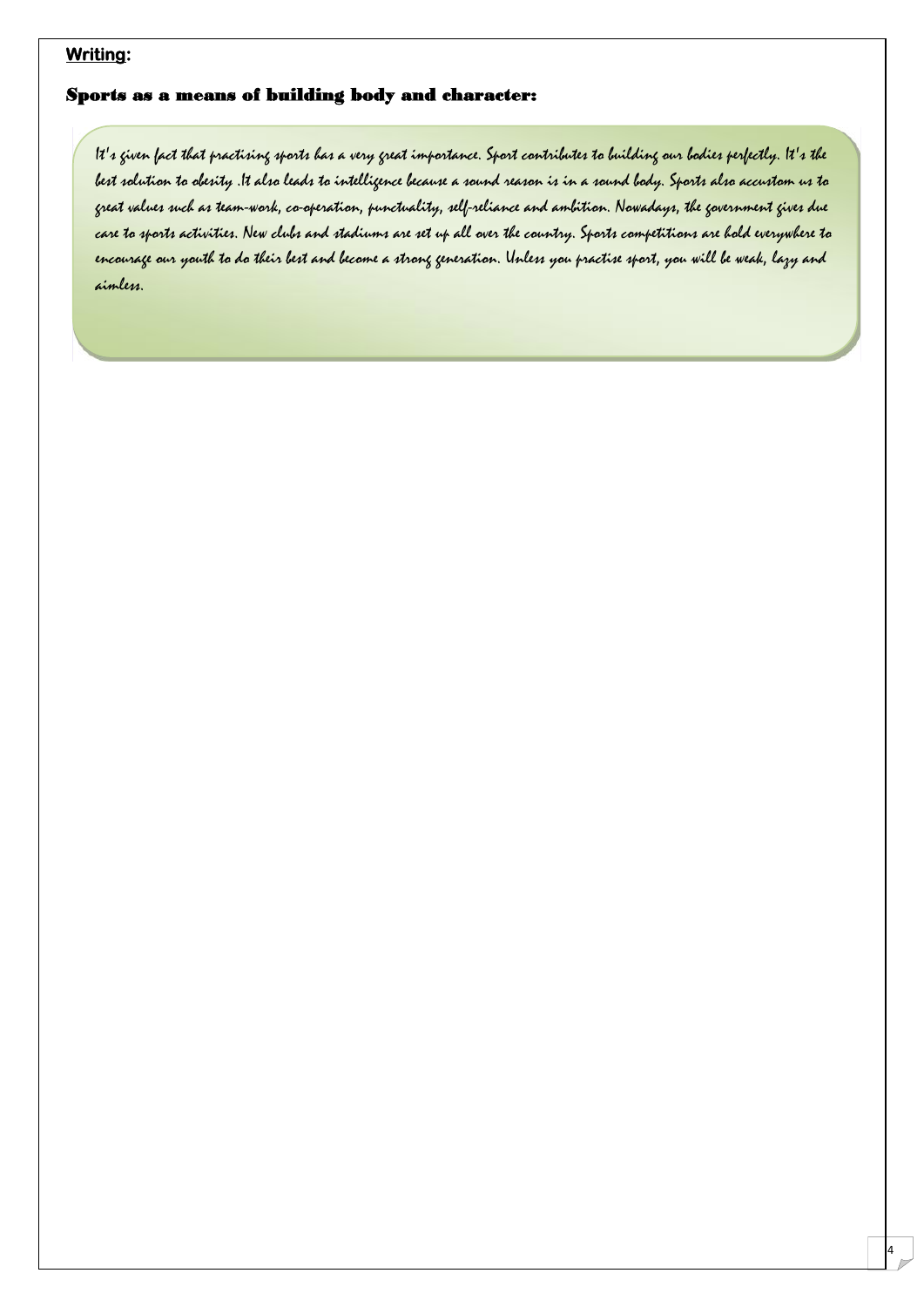**Writing:**

## Sports as a means of building body and character:

It's given fact that practising sports has a very great importance. Sport contributes to building our bodies perfectly. It's the best solution to obesity .It also leads to intelligence because a sound reason is in a sound body. Sports also accustom us to great values such as team-work, co-operation, punctuality, self-reliance and ambition. Nowadays, the government gives due care to sports activities. New clubs and stadiums are set up all over the country. Sports competitions are hold everywhere to encourage our youth to do their best and become a strong generation. Unless you practise sport, you will be weak, lazy and aimless.